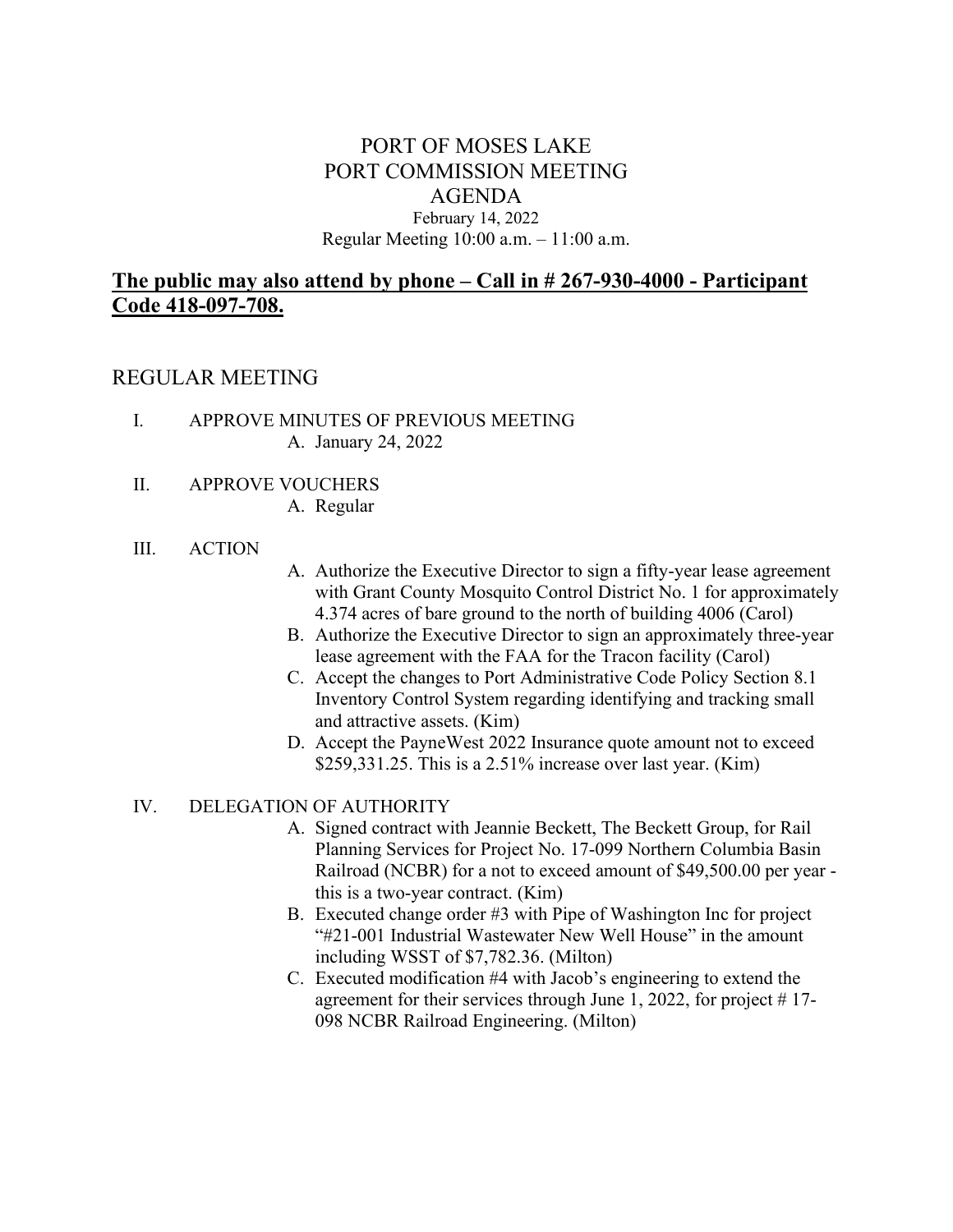# PORT OF MOSES LAKE
# PORT COMMISSION MEETING
# AGENDA

February 14, 2022
Regular Meeting 10:00 a.m. – 11:00 a.m.

**The public may also attend by phone – Call in # 267-930-4000 - Participant Code 418-097-708.**

## REGULAR MEETING

I. APPROVE MINUTES OF PREVIOUS MEETING
   A. January 24, 2022

II. APPROVE VOUCHERS
   A. Regular

III. ACTION
   A. Authorize the Executive Director to sign a fifty-year lease agreement with Grant County Mosquito Control District No. 1 for approximately 4.374 acres of bare ground to the north of building 4006 (Carol)
   B. Authorize the Executive Director to sign an approximately three-year lease agreement with the FAA for the Tracon facility (Carol)
   C. Accept the changes to Port Administrative Code Policy Section 8.1 Inventory Control System regarding identifying and tracking small and attractive assets. (Kim)
   D. Accept the PayneWest 2022 Insurance quote amount not to exceed $259,331.25. This is a 2.51% increase over last year. (Kim)

IV. DELEGATION OF AUTHORITY
   A. Signed contract with Jeannie Beckett, The Beckett Group, for Rail Planning Services for Project No. 17-099 Northern Columbia Basin Railroad (NCBR) for a not to exceed amount of $49,500.00 per year - this is a two-year contract. (Kim)
   B. Executed change order #3 with Pipe of Washington Inc for project "#21-001 Industrial Wastewater New Well House" in the amount including WSST of $7,782.36. (Milton)
   C. Executed modification #4 with Jacob's engineering to extend the agreement for their services through June 1, 2022, for project # 17-098 NCBR Railroad Engineering. (Milton)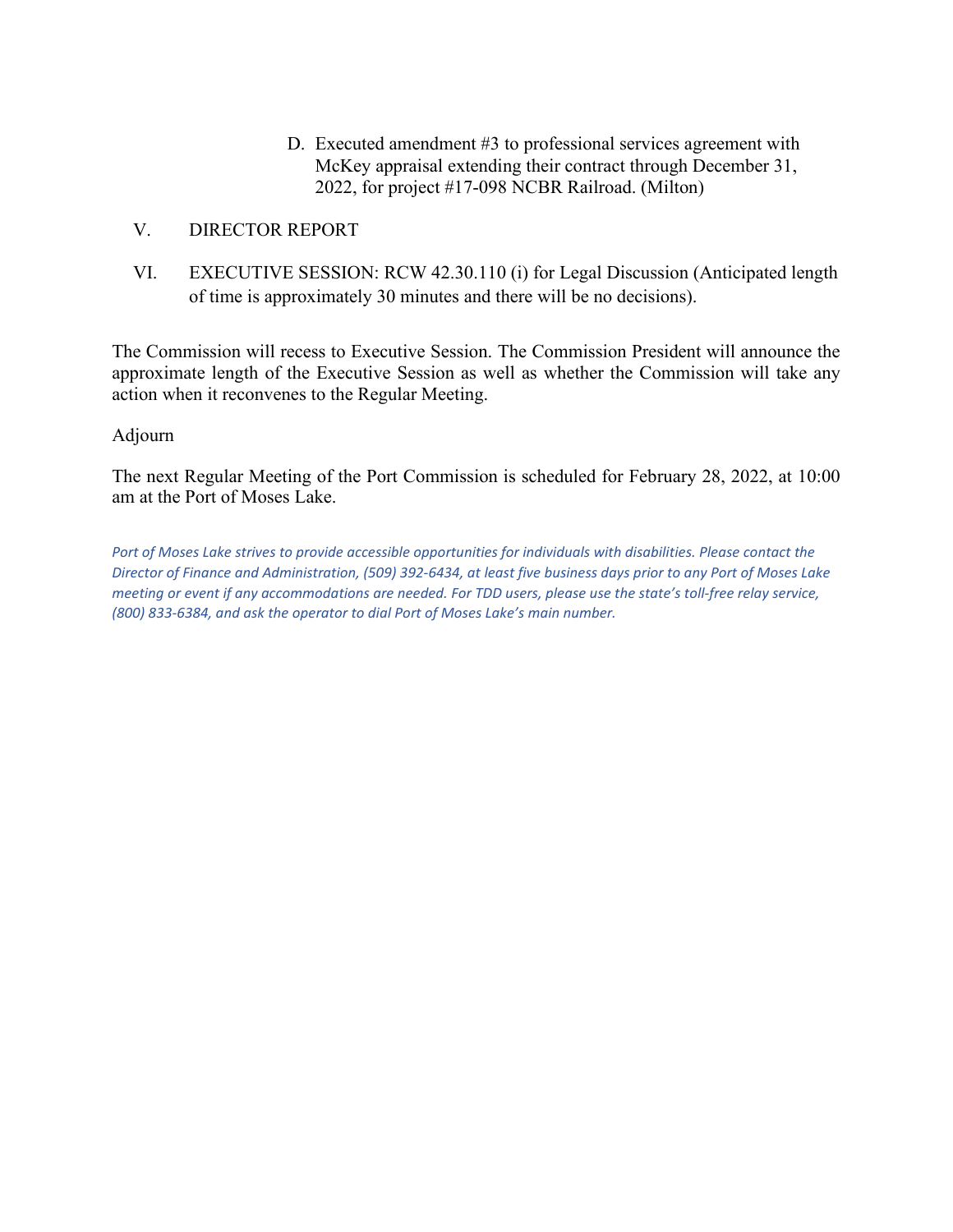D. Executed amendment #3 to professional services agreement with McKey appraisal extending their contract through December 31, 2022, for project #17-098 NCBR Railroad. (Milton)

V. DIRECTOR REPORT

VI. EXECUTIVE SESSION: RCW 42.30.110 (i) for Legal Discussion (Anticipated length of time is approximately 30 minutes and there will be no decisions).

The Commission will recess to Executive Session. The Commission President will announce the approximate length of the Executive Session as well as whether the Commission will take any action when it reconvenes to the Regular Meeting.

Adjourn

The next Regular Meeting of the Port Commission is scheduled for February 28, 2022, at 10:00 am at the Port of Moses Lake.

*Port of Moses Lake strives to provide accessible opportunities for individuals with disabilities. Please contact the Director of Finance and Administration, (509) 392-6434, at least five business days prior to any Port of Moses Lake meeting or event if any accommodations are needed. For TDD users, please use the state's toll-free relay service, (800) 833-6384, and ask the operator to dial Port of Moses Lake's main number.*